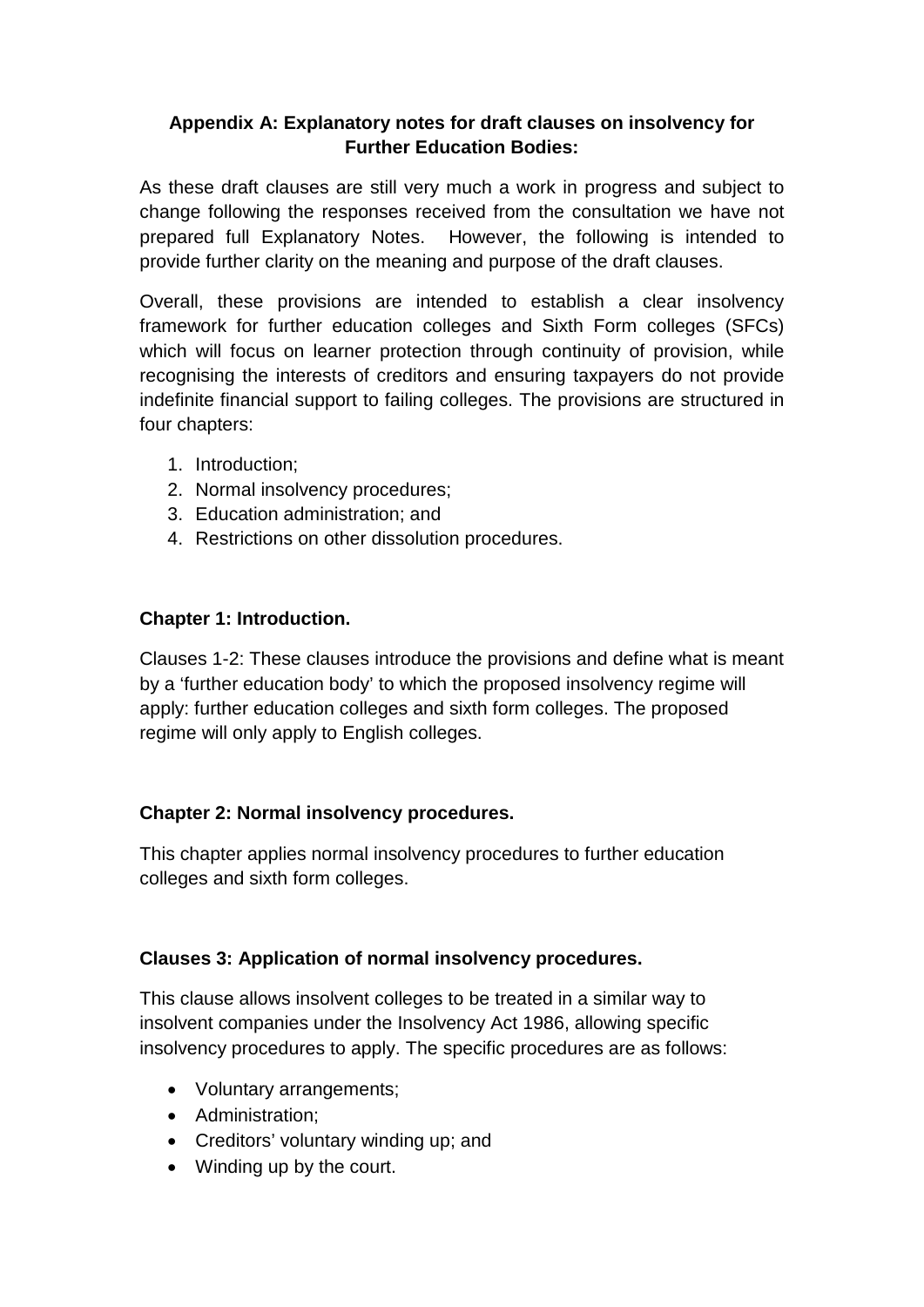## Appendix A: Explanatory notes for draft clauses on insolvency for Further Education Bodies:

As these draft clauses are still very much a work in progress and subject to change following the responses received from the consultation we have not prepared full Explanatory Notes. However, the following is intended to provide further clarity on the meaning and purpose of the draft clauses.

Overall, these provisions are intended to establish a clear insolvency framework for further education colleges and Sixth Form colleges (SFCs) which will focus on learner protection through continuity of provision, while recognising the interests of creditors and ensuring taxpayers do not provide indefinite financial support to failing colleges. The provisions are structured in four chapters:

1. Introduction;
2. Normal insolvency procedures;
3. Education administration; and
4. Restrictions on other dissolution procedures.

### Chapter 1: Introduction.

Clauses 1-2: These clauses introduce the provisions and define what is meant by a 'further education body' to which the proposed insolvency regime will apply: further education colleges and sixth form colleges. The proposed regime will only apply to English colleges.

### Chapter 2: Normal insolvency procedures.

This chapter applies normal insolvency procedures to further education colleges and sixth form colleges.

### Clauses 3: Application of normal insolvency procedures.

This clause allows insolvent colleges to be treated in a similar way to insolvent companies under the Insolvency Act 1986, allowing specific insolvency procedures to apply. The specific procedures are as follows:

- Voluntary arrangements;
- Administration;
- Creditors' voluntary winding up; and
- Winding up by the court.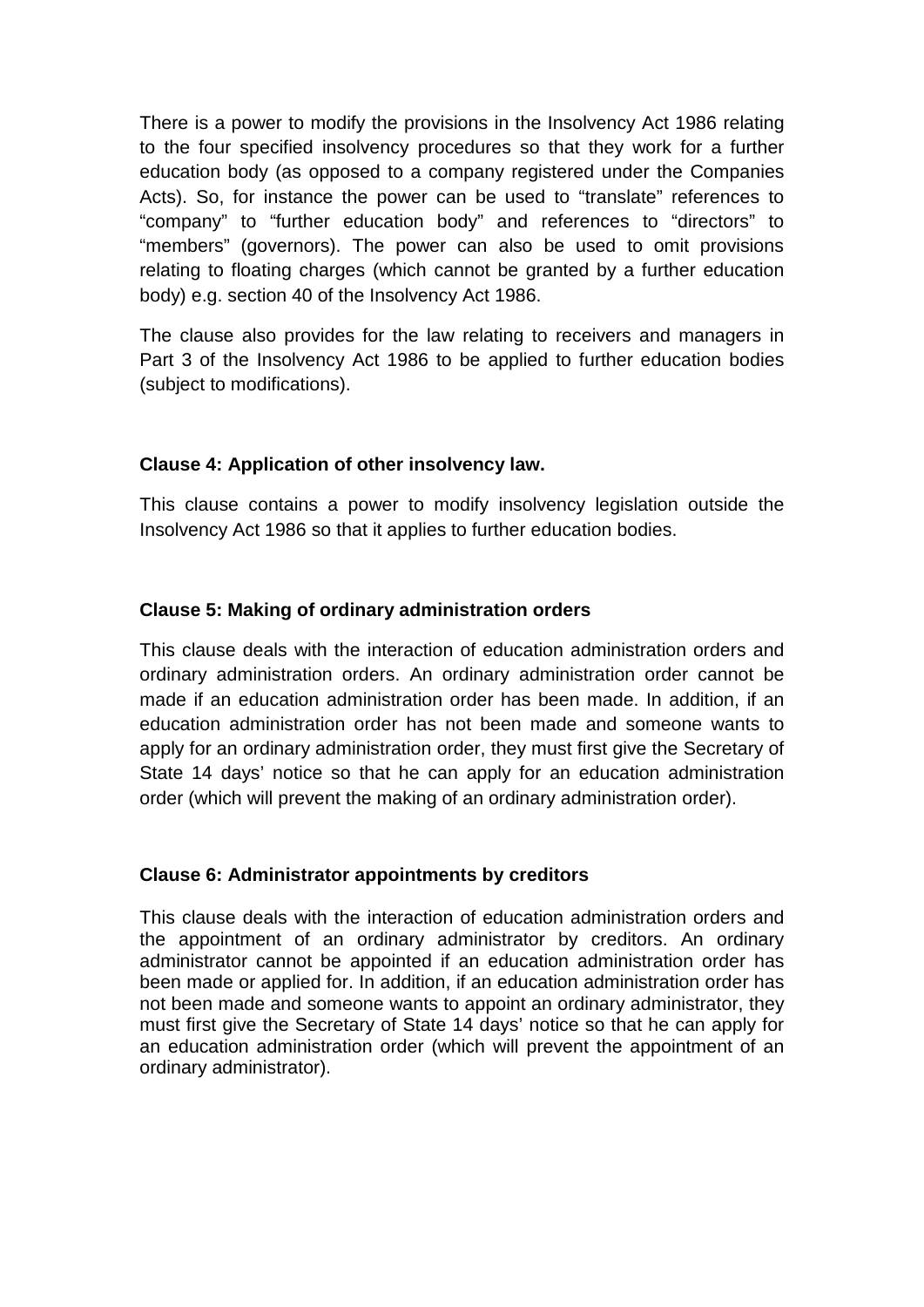There is a power to modify the provisions in the Insolvency Act 1986 relating to the four specified insolvency procedures so that they work for a further education body (as opposed to a company registered under the Companies Acts). So, for instance the power can be used to "translate" references to "company" to "further education body" and references to "directors" to "members" (governors). The power can also be used to omit provisions relating to floating charges (which cannot be granted by a further education body) e.g. section 40 of the Insolvency Act 1986.

The clause also provides for the law relating to receivers and managers in Part 3 of the Insolvency Act 1986 to be applied to further education bodies (subject to modifications).

**Clause 4: Application of other insolvency law.**

This clause contains a power to modify insolvency legislation outside the Insolvency Act 1986 so that it applies to further education bodies.

**Clause 5: Making of ordinary administration orders**

This clause deals with the interaction of education administration orders and ordinary administration orders. An ordinary administration order cannot be made if an education administration order has been made. In addition, if an education administration order has not been made and someone wants to apply for an ordinary administration order, they must first give the Secretary of State 14 days' notice so that he can apply for an education administration order (which will prevent the making of an ordinary administration order).

**Clause 6: Administrator appointments by creditors**

This clause deals with the interaction of education administration orders and the appointment of an ordinary administrator by creditors. An ordinary administrator cannot be appointed if an education administration order has been made or applied for. In addition, if an education administration order has not been made and someone wants to appoint an ordinary administrator, they must first give the Secretary of State 14 days' notice so that he can apply for an education administration order (which will prevent the appointment of an ordinary administrator).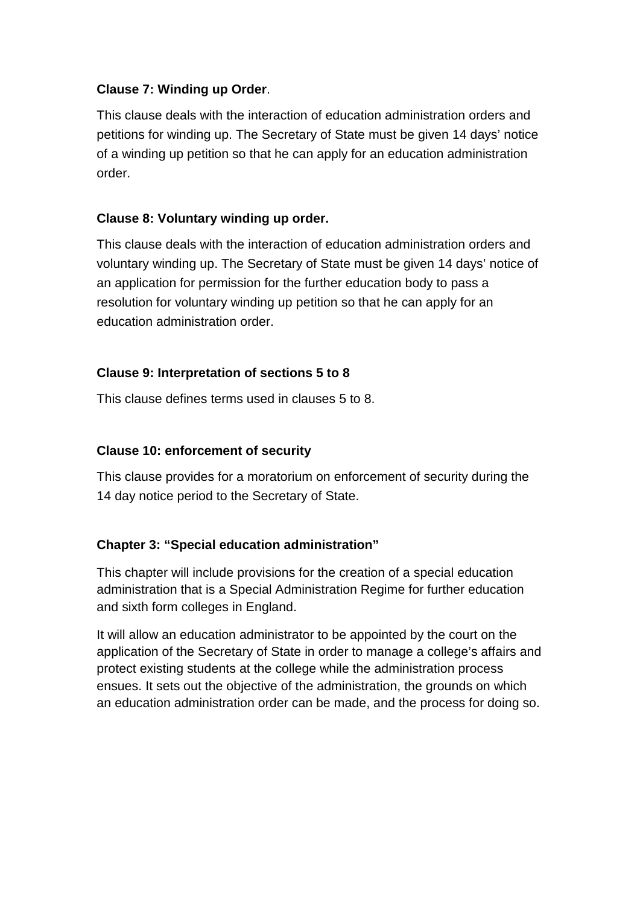**Clause 7: Winding up Order**.

This clause deals with the interaction of education administration orders and petitions for winding up. The Secretary of State must be given 14 days' notice of a winding up petition so that he can apply for an education administration order.

**Clause 8: Voluntary winding up order.**

This clause deals with the interaction of education administration orders and voluntary winding up. The Secretary of State must be given 14 days' notice of an application for permission for the further education body to pass a resolution for voluntary winding up petition so that he can apply for an education administration order.

**Clause 9: Interpretation of sections 5 to 8**

This clause defines terms used in clauses 5 to 8.

**Clause 10: enforcement of security**

This clause provides for a moratorium on enforcement of security during the 14 day notice period to the Secretary of State.

**Chapter 3: "Special education administration"**

This chapter will include provisions for the creation of a special education administration that is a Special Administration Regime for further education and sixth form colleges in England.

It will allow an education administrator to be appointed by the court on the application of the Secretary of State in order to manage a college's affairs and protect existing students at the college while the administration process ensues. It sets out the objective of the administration, the grounds on which an education administration order can be made, and the process for doing so.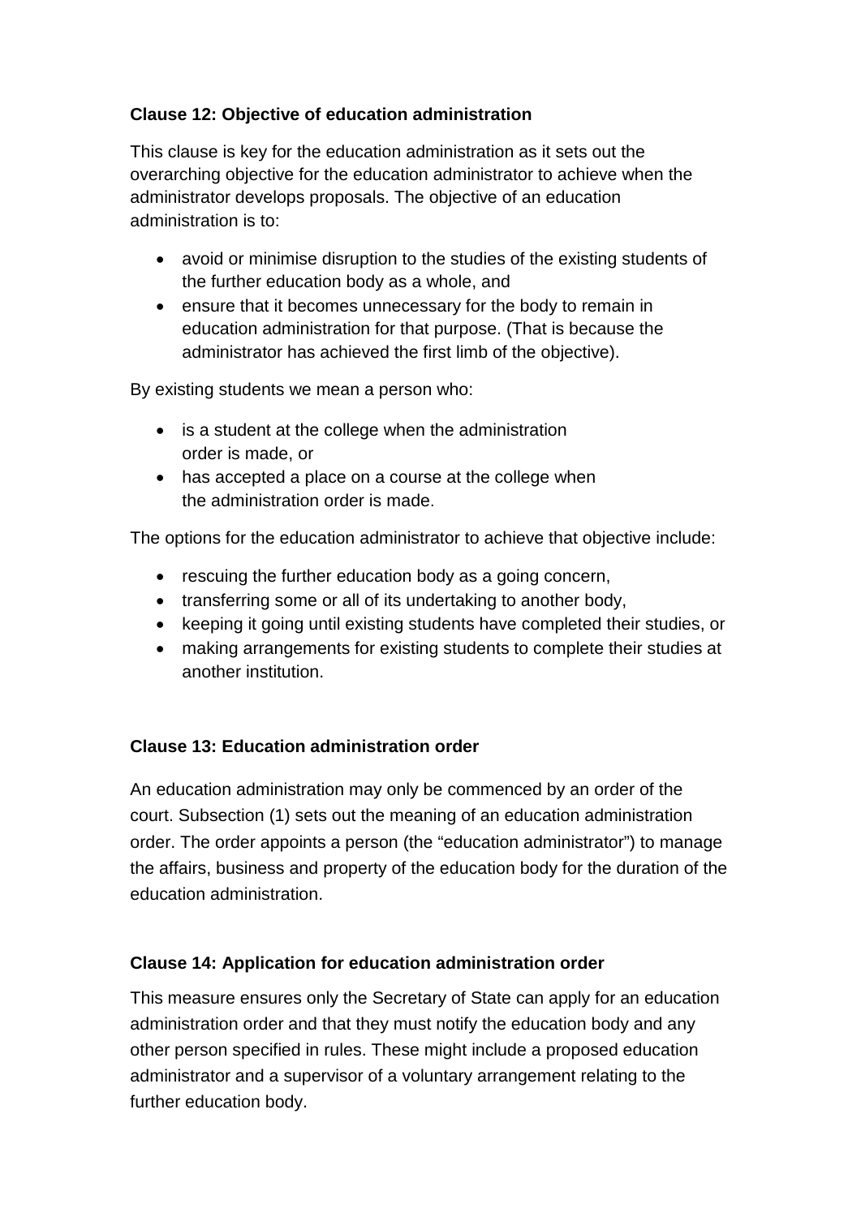**Clause 12: Objective of education administration**

This clause is key for the education administration as it sets out the overarching objective for the education administrator to achieve when the administrator develops proposals. The objective of an education administration is to:

- avoid or minimise disruption to the studies of the existing students of the further education body as a whole, and
- ensure that it becomes unnecessary for the body to remain in education administration for that purpose. (That is because the administrator has achieved the first limb of the objective).

By existing students we mean a person who:

- is a student at the college when the administration order is made, or
- has accepted a place on a course at the college when the administration order is made.

The options for the education administrator to achieve that objective include:

- rescuing the further education body as a going concern,
- transferring some or all of its undertaking to another body,
- keeping it going until existing students have completed their studies, or
- making arrangements for existing students to complete their studies at another institution.

**Clause 13: Education administration order**

An education administration may only be commenced by an order of the court. Subsection (1) sets out the meaning of an education administration order. The order appoints a person (the "education administrator") to manage the affairs, business and property of the education body for the duration of the education administration.

**Clause 14: Application for education administration order**

This measure ensures only the Secretary of State can apply for an education administration order and that they must notify the education body and any other person specified in rules. These might include a proposed education administrator and a supervisor of a voluntary arrangement relating to the further education body.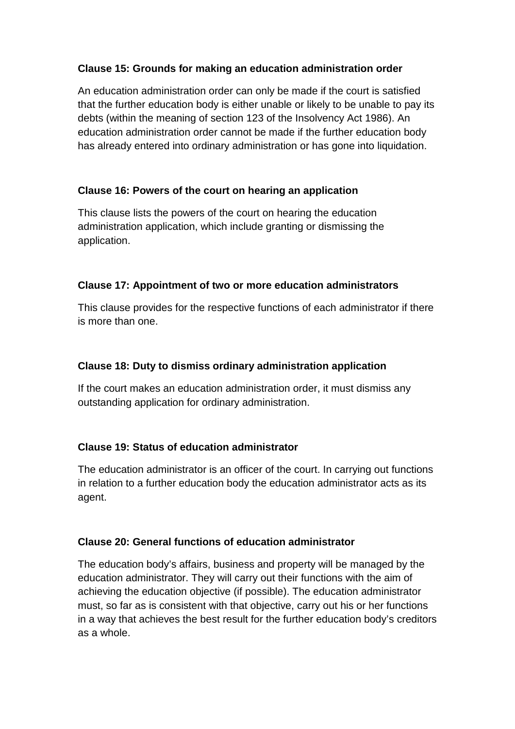**Clause 15: Grounds for making an education administration order**

An education administration order can only be made if the court is satisfied that the further education body is either unable or likely to be unable to pay its debts (within the meaning of section 123 of the Insolvency Act 1986). An education administration order cannot be made if the further education body has already entered into ordinary administration or has gone into liquidation.

**Clause 16: Powers of the court on hearing an application**

This clause lists the powers of the court on hearing the education administration application, which include granting or dismissing the application.

**Clause 17: Appointment of two or more education administrators**

This clause provides for the respective functions of each administrator if there is more than one.

**Clause 18: Duty to dismiss ordinary administration application**

If the court makes an education administration order, it must dismiss any outstanding application for ordinary administration.

**Clause 19: Status of education administrator**

The education administrator is an officer of the court. In carrying out functions in relation to a further education body the education administrator acts as its agent.

**Clause 20: General functions of education administrator**

The education body's affairs, business and property will be managed by the education administrator. They will carry out their functions with the aim of achieving the education objective (if possible). The education administrator must, so far as is consistent with that objective, carry out his or her functions in a way that achieves the best result for the further education body's creditors as a whole.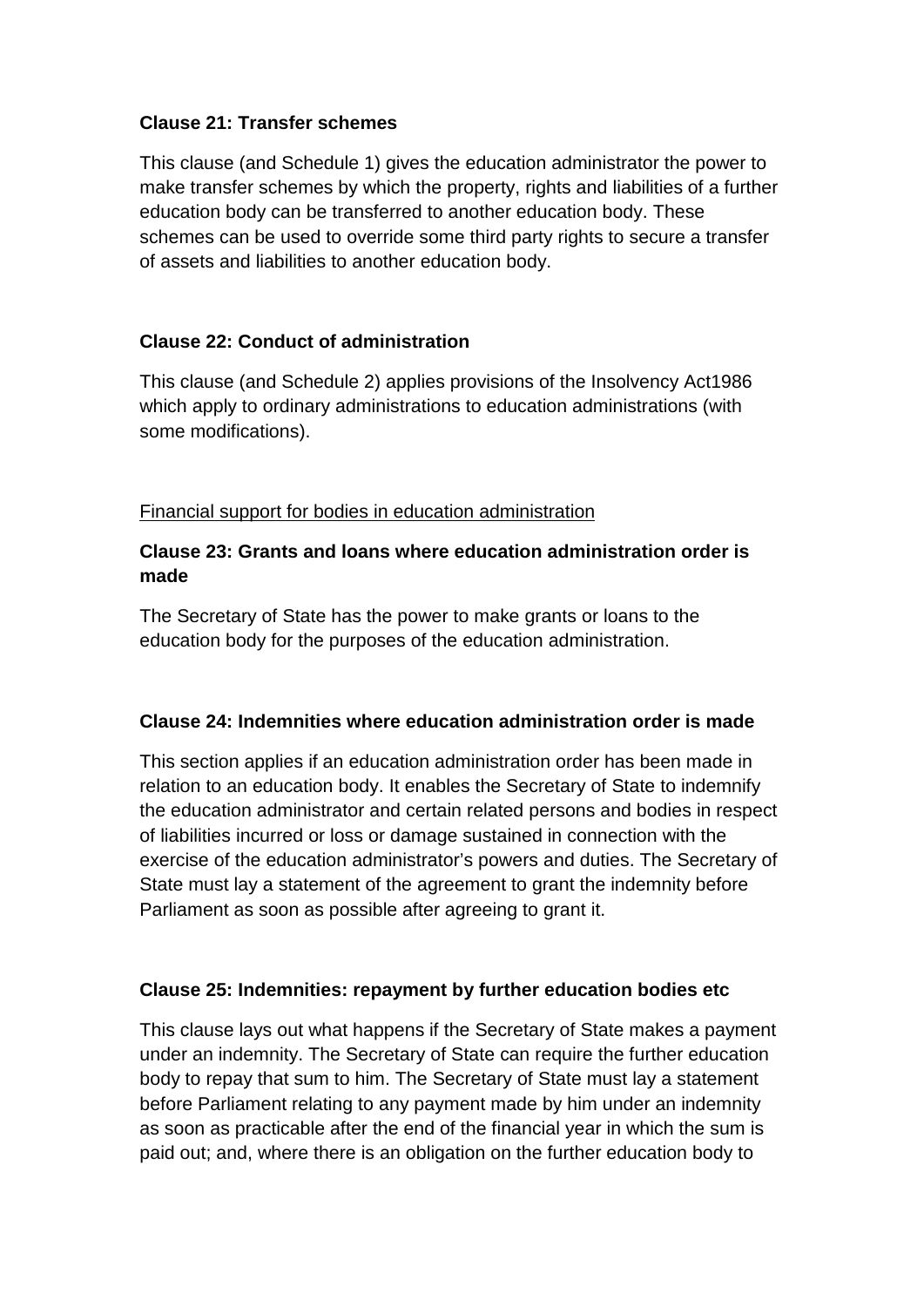**Clause 21: Transfer schemes**

This clause (and Schedule 1) gives the education administrator the power to make transfer schemes by which the property, rights and liabilities of a further education body can be transferred to another education body. These schemes can be used to override some third party rights to secure a transfer of assets and liabilities to another education body.

**Clause 22: Conduct of administration**

This clause (and Schedule 2) applies provisions of the Insolvency Act1986 which apply to ordinary administrations to education administrations (with some modifications).

Financial support for bodies in education administration

**Clause 23: Grants and loans where education administration order is made**

The Secretary of State has the power to make grants or loans to the education body for the purposes of the education administration.

**Clause 24: Indemnities where education administration order is made**

This section applies if an education administration order has been made in relation to an education body. It enables the Secretary of State to indemnify the education administrator and certain related persons and bodies in respect of liabilities incurred or loss or damage sustained in connection with the exercise of the education administrator's powers and duties. The Secretary of State must lay a statement of the agreement to grant the indemnity before Parliament as soon as possible after agreeing to grant it.

**Clause 25: Indemnities: repayment by further education bodies etc**

This clause lays out what happens if the Secretary of State makes a payment under an indemnity. The Secretary of State can require the further education body to repay that sum to him. The Secretary of State must lay a statement before Parliament relating to any payment made by him under an indemnity as soon as practicable after the end of the financial year in which the sum is paid out; and, where there is an obligation on the further education body to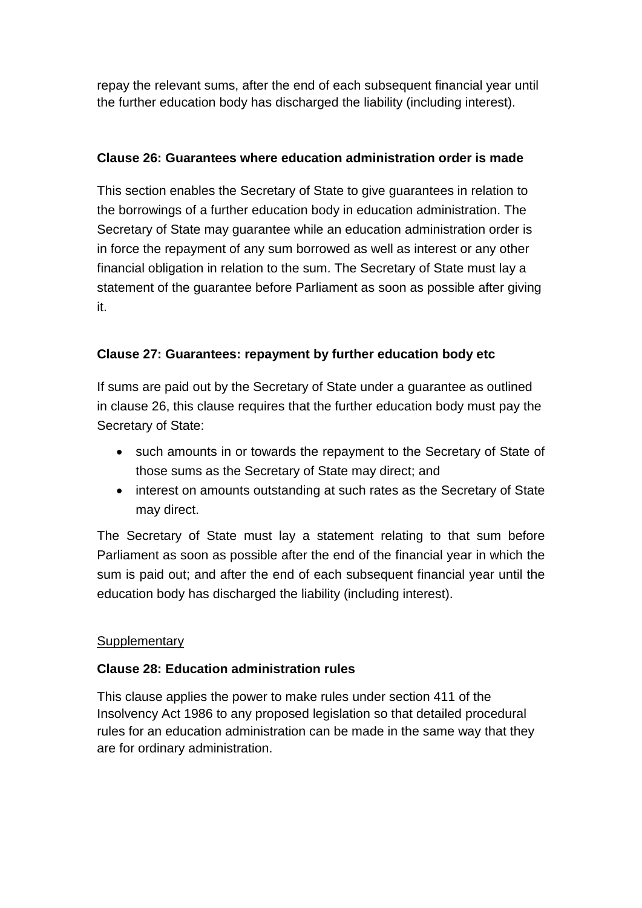repay the relevant sums, after the end of each subsequent financial year until the further education body has discharged the liability (including interest).

**Clause 26: Guarantees where education administration order is made**

This section enables the Secretary of State to give guarantees in relation to the borrowings of a further education body in education administration. The Secretary of State may guarantee while an education administration order is in force the repayment of any sum borrowed as well as interest or any other financial obligation in relation to the sum. The Secretary of State must lay a statement of the guarantee before Parliament as soon as possible after giving it.

**Clause 27: Guarantees: repayment by further education body etc**

If sums are paid out by the Secretary of State under a guarantee as outlined in clause 26, this clause requires that the further education body must pay the Secretary of State:

- such amounts in or towards the repayment to the Secretary of State of those sums as the Secretary of State may direct; and
- interest on amounts outstanding at such rates as the Secretary of State may direct.

The Secretary of State must lay a statement relating to that sum before Parliament as soon as possible after the end of the financial year in which the sum is paid out; and after the end of each subsequent financial year until the education body has discharged the liability (including interest).

Supplementary

**Clause 28: Education administration rules**

This clause applies the power to make rules under section 411 of the Insolvency Act 1986 to any proposed legislation so that detailed procedural rules for an education administration can be made in the same way that they are for ordinary administration.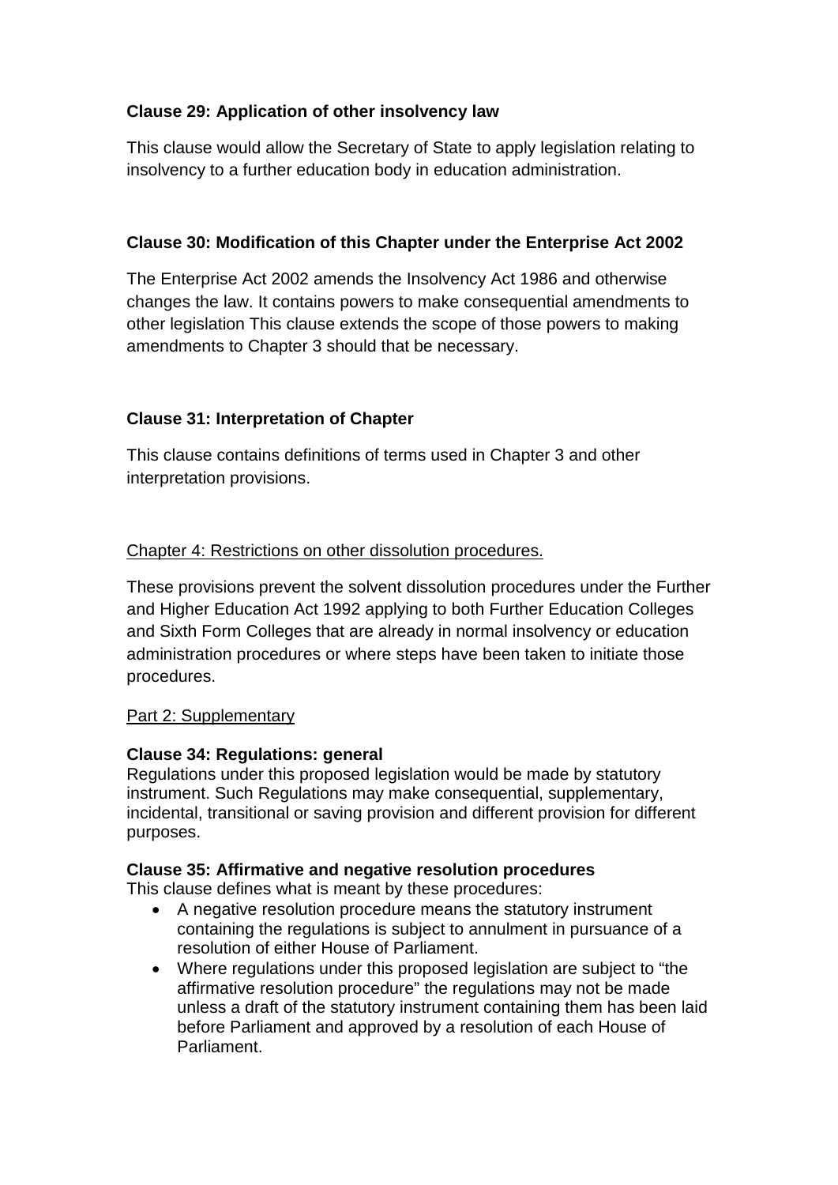**Clause 29: Application of other insolvency law**

This clause would allow the Secretary of State to apply legislation relating to insolvency to a further education body in education administration.

**Clause 30: Modification of this Chapter under the Enterprise Act 2002**

The Enterprise Act 2002 amends the Insolvency Act 1986 and otherwise changes the law. It contains powers to make consequential amendments to other legislation This clause extends the scope of those powers to making amendments to Chapter 3 should that be necessary.

**Clause 31: Interpretation of Chapter**

This clause contains definitions of terms used in Chapter 3 and other interpretation provisions.

Chapter 4: Restrictions on other dissolution procedures.

These provisions prevent the solvent dissolution procedures under the Further and Higher Education Act 1992 applying to both Further Education Colleges and Sixth Form Colleges that are already in normal insolvency or education administration procedures or where steps have been taken to initiate those procedures.

Part 2: Supplementary

**Clause 34: Regulations: general**

Regulations under this proposed legislation would be made by statutory instrument. Such Regulations may make consequential, supplementary, incidental, transitional or saving provision and different provision for different purposes.

**Clause 35: Affirmative and negative resolution procedures**

This clause defines what is meant by these procedures:

- A negative resolution procedure means the statutory instrument containing the regulations is subject to annulment in pursuance of a resolution of either House of Parliament.
- Where regulations under this proposed legislation are subject to "the affirmative resolution procedure" the regulations may not be made unless a draft of the statutory instrument containing them has been laid before Parliament and approved by a resolution of each House of Parliament.